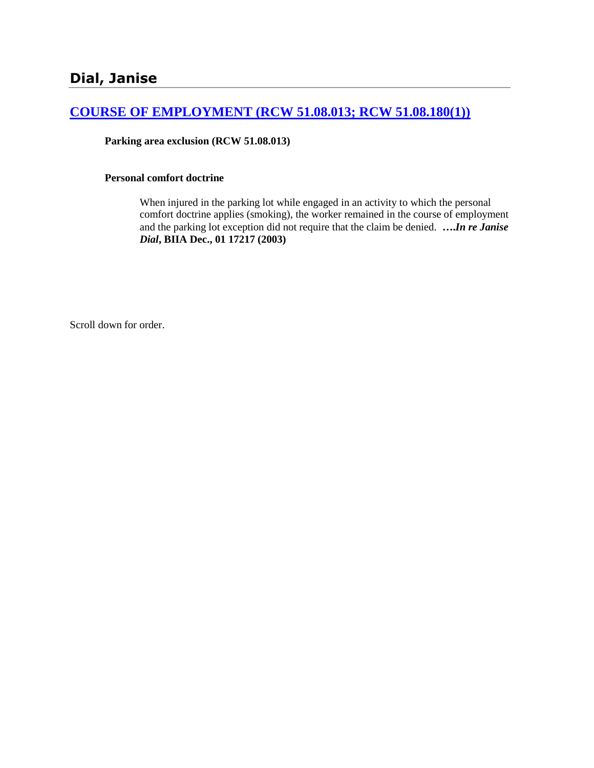# Dial, Janise

## [COURSE OF EMPLOYMENT (RCW 51.08.013; RCW 51.08.180(1))]()

**Parking area exclusion (RCW 51.08.013)**

**Personal comfort doctrine**

> When injured in the parking lot while engaged in an activity to which the personal comfort doctrine applies (smoking), the worker remained in the course of employment and the parking lot exception did not require that the claim be denied. ***….In re Janise Dial*, BIIA Dec., 01 17217 (2003)**

Scroll down for order.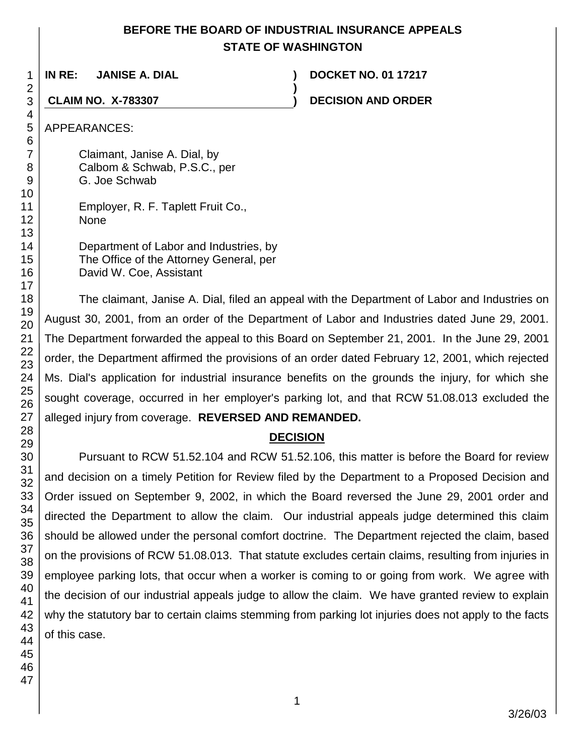**BEFORE THE BOARD OF INDUSTRIAL INSURANCE APPEALS**
**STATE OF WASHINGTON**

**IN RE: JANISE A. DIAL** ) **DOCKET NO. 01 17217**
)
**CLAIM NO. X-783307** ) **DECISION AND ORDER**

APPEARANCES:

Claimant, Janise A. Dial, by
Calbom & Schwab, P.S.C., per
G. Joe Schwab

Employer, R. F. Taplett Fruit Co.,
None

Department of Labor and Industries, by
The Office of the Attorney General, per
David W. Coe, Assistant

The claimant, Janise A. Dial, filed an appeal with the Department of Labor and Industries on August 30, 2001, from an order of the Department of Labor and Industries dated June 29, 2001. The Department forwarded the appeal to this Board on September 21, 2001. In the June 29, 2001 order, the Department affirmed the provisions of an order dated February 12, 2001, which rejected Ms. Dial's application for industrial insurance benefits on the grounds the injury, for which she sought coverage, occurred in her employer's parking lot, and that RCW 51.08.013 excluded the alleged injury from coverage. **REVERSED AND REMANDED.**

## DECISION

Pursuant to RCW 51.52.104 and RCW 51.52.106, this matter is before the Board for review and decision on a timely Petition for Review filed by the Department to a Proposed Decision and Order issued on September 9, 2002, in which the Board reversed the June 29, 2001 order and directed the Department to allow the claim. Our industrial appeals judge determined this claim should be allowed under the personal comfort doctrine. The Department rejected the claim, based on the provisions of RCW 51.08.013. That statute excludes certain claims, resulting from injuries in employee parking lots, that occur when a worker is coming to or going from work. We agree with the decision of our industrial appeals judge to allow the claim. We have granted review to explain why the statutory bar to certain claims stemming from parking lot injuries does not apply to the facts of this case.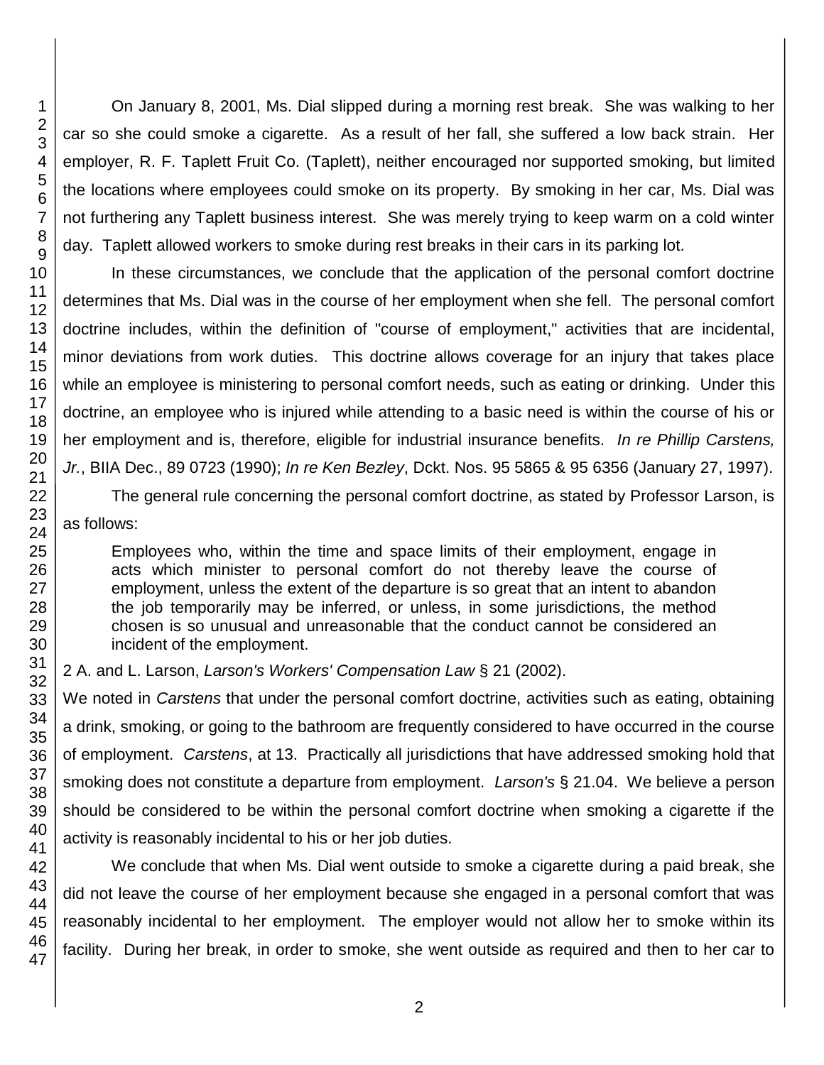On January 8, 2001, Ms. Dial slipped during a morning rest break. She was walking to her car so she could smoke a cigarette. As a result of her fall, she suffered a low back strain. Her employer, R. F. Taplett Fruit Co. (Taplett), neither encouraged nor supported smoking, but limited the locations where employees could smoke on its property. By smoking in her car, Ms. Dial was not furthering any Taplett business interest. She was merely trying to keep warm on a cold winter day. Taplett allowed workers to smoke during rest breaks in their cars in its parking lot.

In these circumstances, we conclude that the application of the personal comfort doctrine determines that Ms. Dial was in the course of her employment when she fell. The personal comfort doctrine includes, within the definition of "course of employment," activities that are incidental, minor deviations from work duties. This doctrine allows coverage for an injury that takes place while an employee is ministering to personal comfort needs, such as eating or drinking. Under this doctrine, an employee who is injured while attending to a basic need is within the course of his or her employment and is, therefore, eligible for industrial insurance benefits. *In re Phillip Carstens, Jr.*, BIIA Dec., 89 0723 (1990); *In re Ken Bezley*, Dckt. Nos. 95 5865 & 95 6356 (January 27, 1997).

The general rule concerning the personal comfort doctrine, as stated by Professor Larson, is as follows:

> Employees who, within the time and space limits of their employment, engage in acts which minister to personal comfort do not thereby leave the course of employment, unless the extent of the departure is so great that an intent to abandon the job temporarily may be inferred, or unless, in some jurisdictions, the method chosen is so unusual and unreasonable that the conduct cannot be considered an incident of the employment.

2 A. and L. Larson, *Larson's Workers' Compensation Law* § 21 (2002).

We noted in *Carstens* that under the personal comfort doctrine, activities such as eating, obtaining a drink, smoking, or going to the bathroom are frequently considered to have occurred in the course of employment. *Carstens*, at 13. Practically all jurisdictions that have addressed smoking hold that smoking does not constitute a departure from employment. *Larson's* § 21.04. We believe a person should be considered to be within the personal comfort doctrine when smoking a cigarette if the activity is reasonably incidental to his or her job duties.

We conclude that when Ms. Dial went outside to smoke a cigarette during a paid break, she did not leave the course of her employment because she engaged in a personal comfort that was reasonably incidental to her employment. The employer would not allow her to smoke within its facility. During her break, in order to smoke, she went outside as required and then to her car to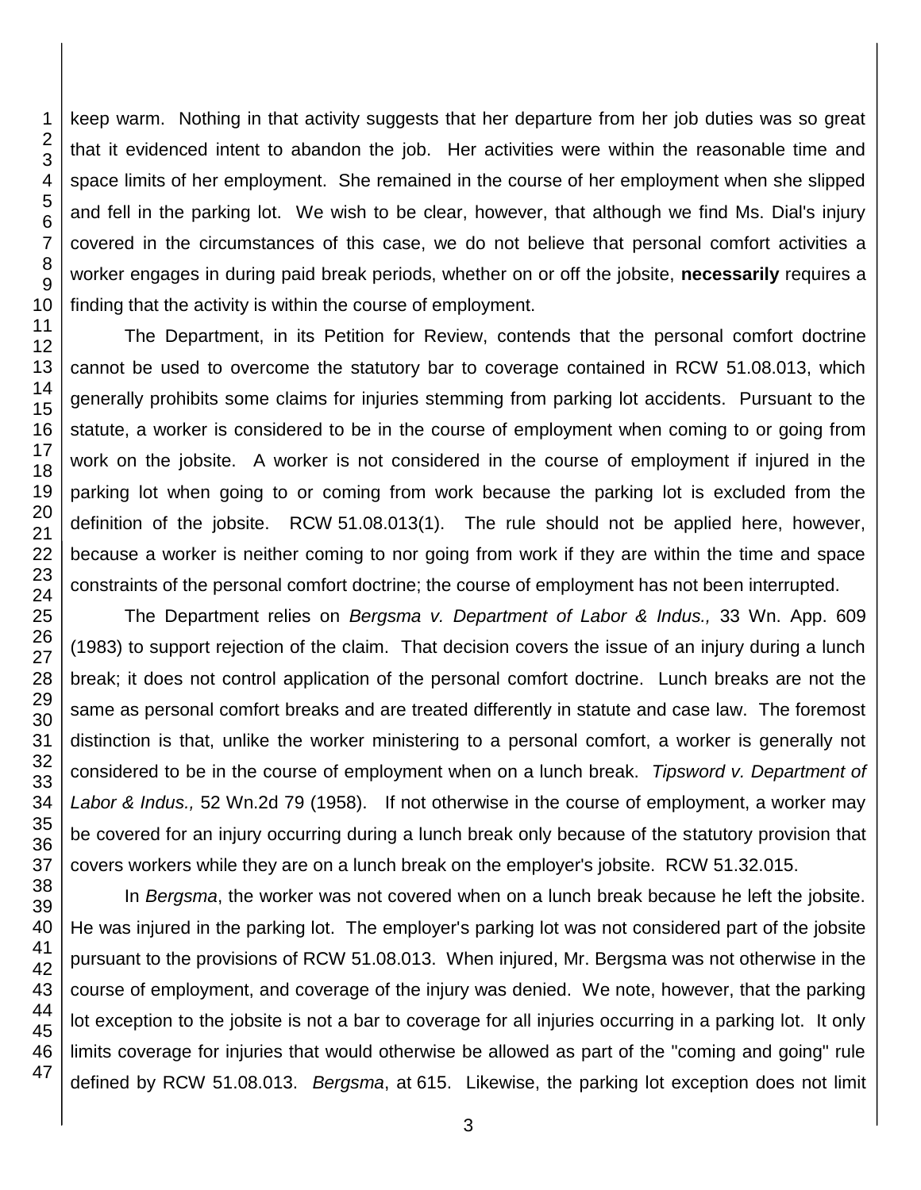keep warm. Nothing in that activity suggests that her departure from her job duties was so great that it evidenced intent to abandon the job. Her activities were within the reasonable time and space limits of her employment. She remained in the course of her employment when she slipped and fell in the parking lot. We wish to be clear, however, that although we find Ms. Dial's injury covered in the circumstances of this case, we do not believe that personal comfort activities a worker engages in during paid break periods, whether on or off the jobsite, **necessarily** requires a finding that the activity is within the course of employment.

The Department, in its Petition for Review, contends that the personal comfort doctrine cannot be used to overcome the statutory bar to coverage contained in RCW 51.08.013, which generally prohibits some claims for injuries stemming from parking lot accidents. Pursuant to the statute, a worker is considered to be in the course of employment when coming to or going from work on the jobsite. A worker is not considered in the course of employment if injured in the parking lot when going to or coming from work because the parking lot is excluded from the definition of the jobsite. RCW 51.08.013(1). The rule should not be applied here, however, because a worker is neither coming to nor going from work if they are within the time and space constraints of the personal comfort doctrine; the course of employment has not been interrupted.

The Department relies on *Bergsma v. Department of Labor & Indus.,* 33 Wn. App. 609 (1983) to support rejection of the claim. That decision covers the issue of an injury during a lunch break; it does not control application of the personal comfort doctrine. Lunch breaks are not the same as personal comfort breaks and are treated differently in statute and case law. The foremost distinction is that, unlike the worker ministering to a personal comfort, a worker is generally not considered to be in the course of employment when on a lunch break. *Tipsword v. Department of Labor & Indus.,* 52 Wn.2d 79 (1958). If not otherwise in the course of employment, a worker may be covered for an injury occurring during a lunch break only because of the statutory provision that covers workers while they are on a lunch break on the employer's jobsite. RCW 51.32.015.

In *Bergsma*, the worker was not covered when on a lunch break because he left the jobsite. He was injured in the parking lot. The employer's parking lot was not considered part of the jobsite pursuant to the provisions of RCW 51.08.013. When injured, Mr. Bergsma was not otherwise in the course of employment, and coverage of the injury was denied. We note, however, that the parking lot exception to the jobsite is not a bar to coverage for all injuries occurring in a parking lot. It only limits coverage for injuries that would otherwise be allowed as part of the "coming and going" rule defined by RCW 51.08.013. *Bergsma*, at 615. Likewise, the parking lot exception does not limit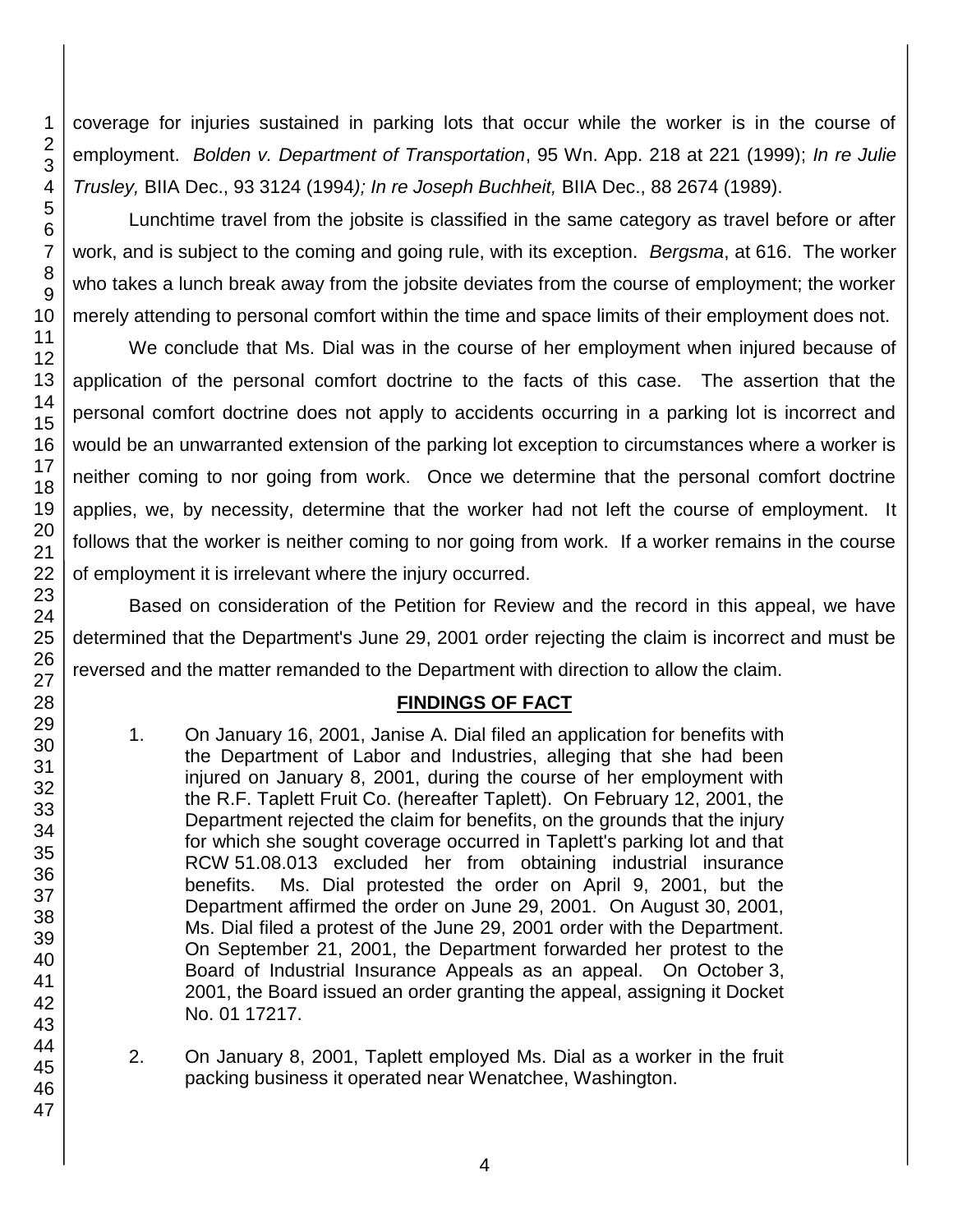coverage for injuries sustained in parking lots that occur while the worker is in the course of employment. *Bolden v. Department of Transportation*, 95 Wn. App. 218 at 221 (1999); *In re Julie Trusley,* BIIA Dec., 93 3124 (1994*); In re Joseph Buchheit,* BIIA Dec., 88 2674 (1989).

Lunchtime travel from the jobsite is classified in the same category as travel before or after work, and is subject to the coming and going rule, with its exception. *Bergsma*, at 616. The worker who takes a lunch break away from the jobsite deviates from the course of employment; the worker merely attending to personal comfort within the time and space limits of their employment does not.

We conclude that Ms. Dial was in the course of her employment when injured because of application of the personal comfort doctrine to the facts of this case. The assertion that the personal comfort doctrine does not apply to accidents occurring in a parking lot is incorrect and would be an unwarranted extension of the parking lot exception to circumstances where a worker is neither coming to nor going from work. Once we determine that the personal comfort doctrine applies, we, by necessity, determine that the worker had not left the course of employment. It follows that the worker is neither coming to nor going from work. If a worker remains in the course of employment it is irrelevant where the injury occurred.

Based on consideration of the Petition for Review and the record in this appeal, we have determined that the Department's June 29, 2001 order rejecting the claim is incorrect and must be reversed and the matter remanded to the Department with direction to allow the claim.

## FINDINGS OF FACT

1. On January 16, 2001, Janise A. Dial filed an application for benefits with the Department of Labor and Industries, alleging that she had been injured on January 8, 2001, during the course of her employment with the R.F. Taplett Fruit Co. (hereafter Taplett). On February 12, 2001, the Department rejected the claim for benefits, on the grounds that the injury for which she sought coverage occurred in Taplett's parking lot and that RCW 51.08.013 excluded her from obtaining industrial insurance benefits. Ms. Dial protested the order on April 9, 2001, but the Department affirmed the order on June 29, 2001. On August 30, 2001, Ms. Dial filed a protest of the June 29, 2001 order with the Department. On September 21, 2001, the Department forwarded her protest to the Board of Industrial Insurance Appeals as an appeal. On October 3, 2001, the Board issued an order granting the appeal, assigning it Docket No. 01 17217.

2. On January 8, 2001, Taplett employed Ms. Dial as a worker in the fruit packing business it operated near Wenatchee, Washington.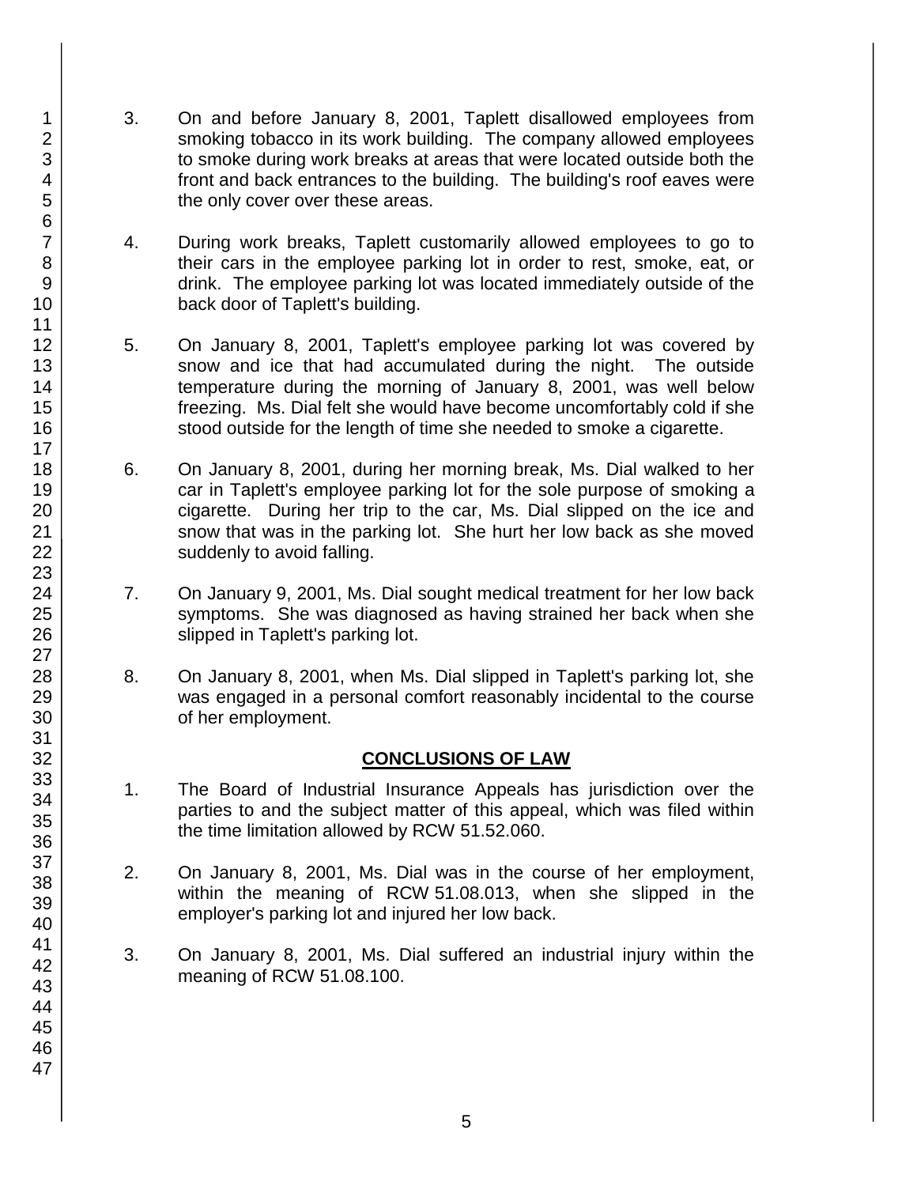3. On and before January 8, 2001, Taplett disallowed employees from smoking tobacco in its work building. The company allowed employees to smoke during work breaks at areas that were located outside both the front and back entrances to the building. The building's roof eaves were the only cover over these areas.

4. During work breaks, Taplett customarily allowed employees to go to their cars in the employee parking lot in order to rest, smoke, eat, or drink. The employee parking lot was located immediately outside of the back door of Taplett's building.

5. On January 8, 2001, Taplett's employee parking lot was covered by snow and ice that had accumulated during the night. The outside temperature during the morning of January 8, 2001, was well below freezing. Ms. Dial felt she would have become uncomfortably cold if she stood outside for the length of time she needed to smoke a cigarette.

6. On January 8, 2001, during her morning break, Ms. Dial walked to her car in Taplett's employee parking lot for the sole purpose of smoking a cigarette. During her trip to the car, Ms. Dial slipped on the ice and snow that was in the parking lot. She hurt her low back as she moved suddenly to avoid falling.

7. On January 9, 2001, Ms. Dial sought medical treatment for her low back symptoms. She was diagnosed as having strained her back when she slipped in Taplett's parking lot.

8. On January 8, 2001, when Ms. Dial slipped in Taplett's parking lot, she was engaged in a personal comfort reasonably incidental to the course of her employment.

## CONCLUSIONS OF LAW

1. The Board of Industrial Insurance Appeals has jurisdiction over the parties to and the subject matter of this appeal, which was filed within the time limitation allowed by RCW 51.52.060.

2. On January 8, 2001, Ms. Dial was in the course of her employment, within the meaning of RCW 51.08.013, when she slipped in the employer's parking lot and injured her low back.

3. On January 8, 2001, Ms. Dial suffered an industrial injury within the meaning of RCW 51.08.100.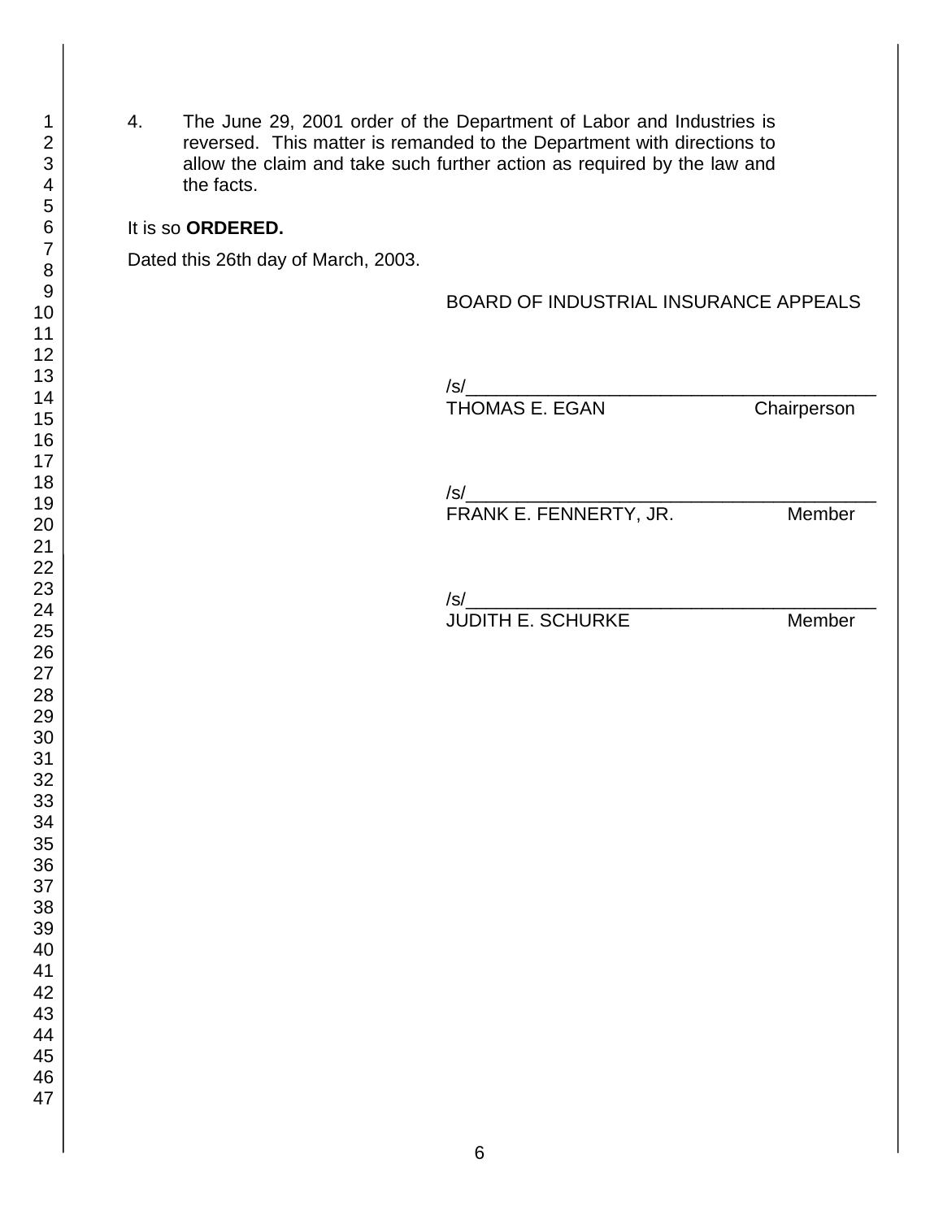4. The June 29, 2001 order of the Department of Labor and Industries is reversed. This matter is remanded to the Department with directions to allow the claim and take such further action as required by the law and the facts.

It is so **ORDERED.**

Dated this 26th day of March, 2003.

BOARD OF INDUSTRIAL INSURANCE APPEALS

/s/________________________________________
THOMAS E. EGAN Chairperson

/s/________________________________________
FRANK E. FENNERTY, JR. Member

/s/________________________________________
JUDITH E. SCHURKE Member